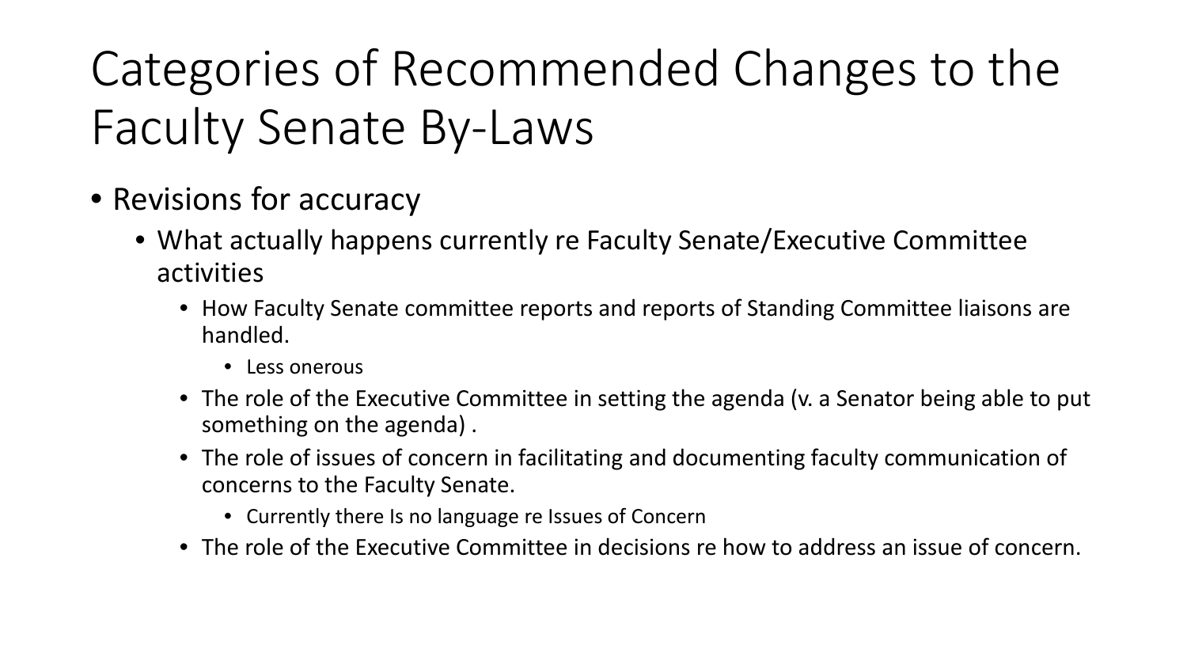# Categories of Recommended Changes to the Faculty Senate By-Laws

- Revisions for accuracy
  - What actually happens currently re Faculty Senate/Executive Committee activities
    - How Faculty Senate committee reports and reports of Standing Committee liaisons are handled.
      - Less onerous
    - The role of the Executive Committee in setting the agenda (v. a Senator being able to put something on the agenda) .
    - The role of issues of concern in facilitating and documenting faculty communication of concerns to the Faculty Senate.
      - Currently there Is no language re Issues of Concern
    - The role of the Executive Committee in decisions re how to address an issue of concern.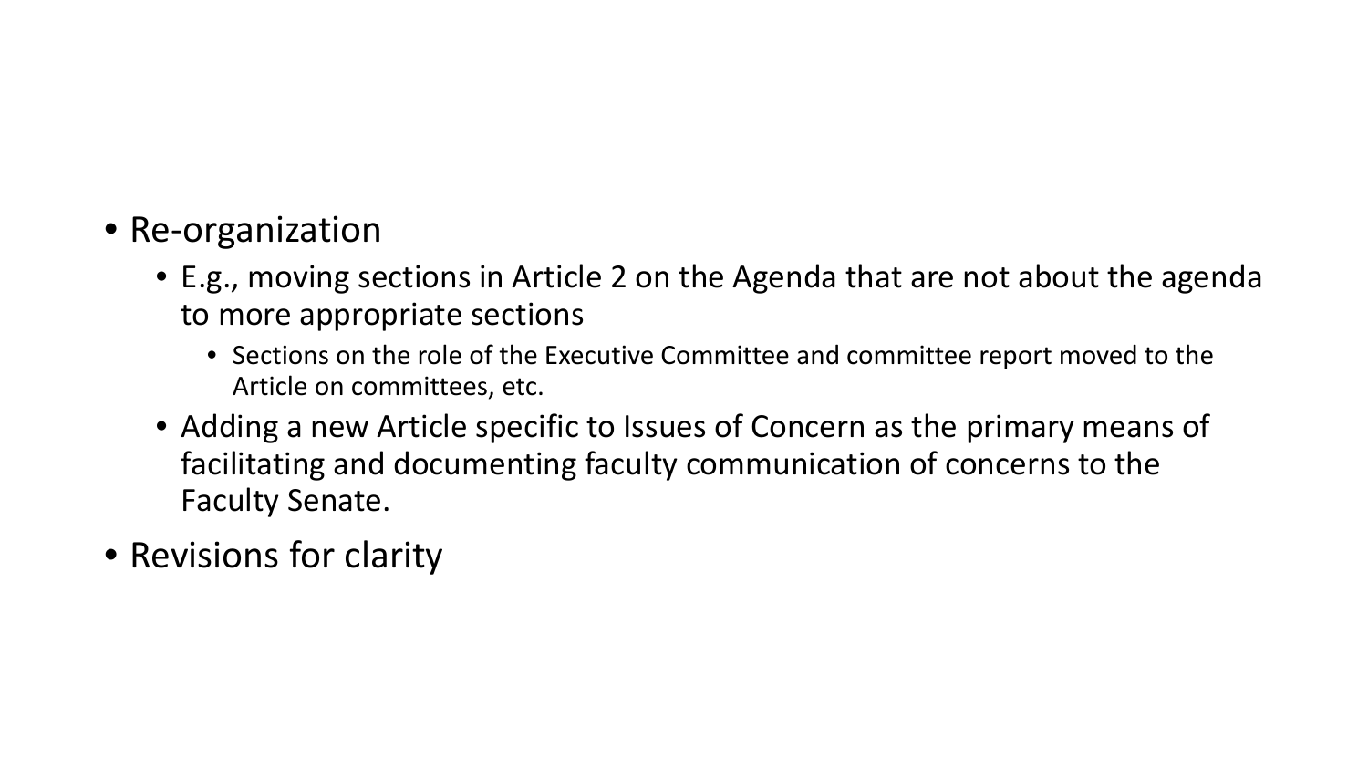- Re-organization
  - E.g., moving sections in Article 2 on the Agenda that are not about the agenda to more appropriate sections
    - Sections on the role of the Executive Committee and committee report moved to the Article on committees, etc.
  - Adding a new Article specific to Issues of Concern as the primary means of facilitating and documenting faculty communication of concerns to the Faculty Senate.
- Revisions for clarity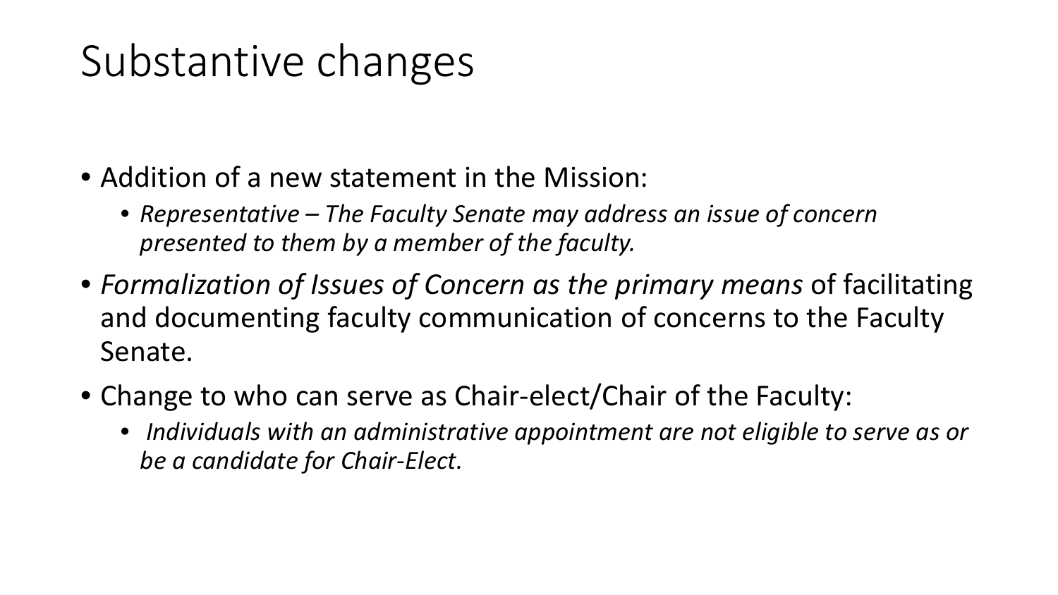# Substantive changes

- Addition of a new statement in the Mission:
  - *Representative – The Faculty Senate may address an issue of concern presented to them by a member of the faculty.*
- *Formalization of Issues of Concern as the primary means* of facilitating and documenting faculty communication of concerns to the Faculty Senate.
- Change to who can serve as Chair-elect/Chair of the Faculty:
  - *Individuals with an administrative appointment are not eligible to serve as or be a candidate for Chair-Elect.*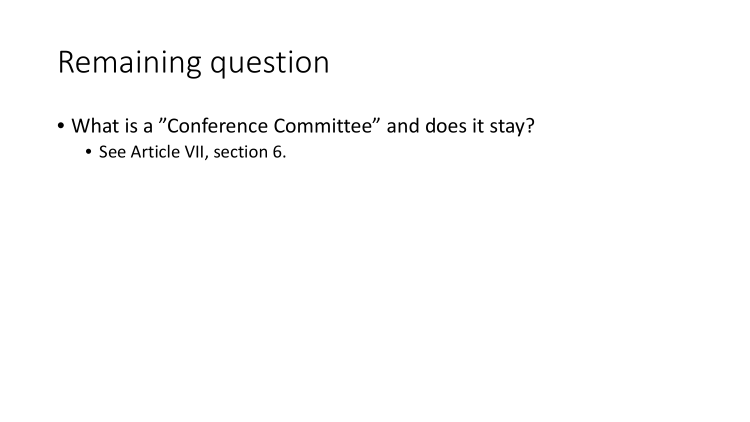# Remaining question

- What is a ”Conference Committee” and does it stay?
  - See Article VII, section 6.